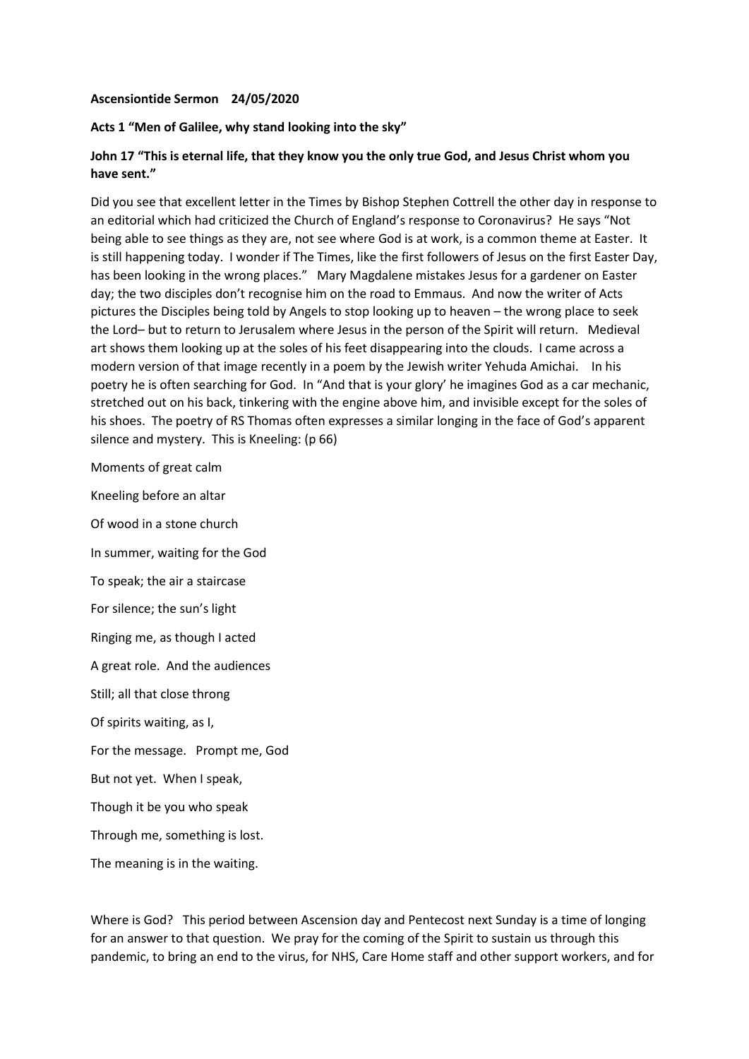**Ascensiontide Sermon 24/05/2020**

**Acts 1 "Men of Galilee, why stand looking into the sky"**

**John 17 "This is eternal life, that they know you the only true God, and Jesus Christ whom you have sent."**

Did you see that excellent letter in the Times by Bishop Stephen Cottrell the other day in response to an editorial which had criticized the Church of England's response to Coronavirus? He says "Not being able to see things as they are, not see where God is at work, is a common theme at Easter. It is still happening today. I wonder if The Times, like the first followers of Jesus on the first Easter Day, has been looking in the wrong places." Mary Magdalene mistakes Jesus for a gardener on Easter day; the two disciples don't recognise him on the road to Emmaus. And now the writer of Acts pictures the Disciples being told by Angels to stop looking up to heaven – the wrong place to seek the Lord– but to return to Jerusalem where Jesus in the person of the Spirit will return. Medieval art shows them looking up at the soles of his feet disappearing into the clouds. I came across a modern version of that image recently in a poem by the Jewish writer Yehuda Amichai. In his poetry he is often searching for God. In "And that is your glory' he imagines God as a car mechanic, stretched out on his back, tinkering with the engine above him, and invisible except for the soles of his shoes. The poetry of RS Thomas often expresses a similar longing in the face of God's apparent silence and mystery. This is Kneeling: (p 66)

Moments of great calm

Kneeling before an altar

Of wood in a stone church

In summer, waiting for the God

To speak; the air a staircase

For silence; the sun's light

Ringing me, as though I acted

A great role. And the audiences

Still; all that close throng

Of spirits waiting, as I,

For the message. Prompt me, God

But not yet. When I speak,

Though it be you who speak

Through me, something is lost.

The meaning is in the waiting.

Where is God? This period between Ascension day and Pentecost next Sunday is a time of longing for an answer to that question. We pray for the coming of the Spirit to sustain us through this pandemic, to bring an end to the virus, for NHS, Care Home staff and other support workers, and for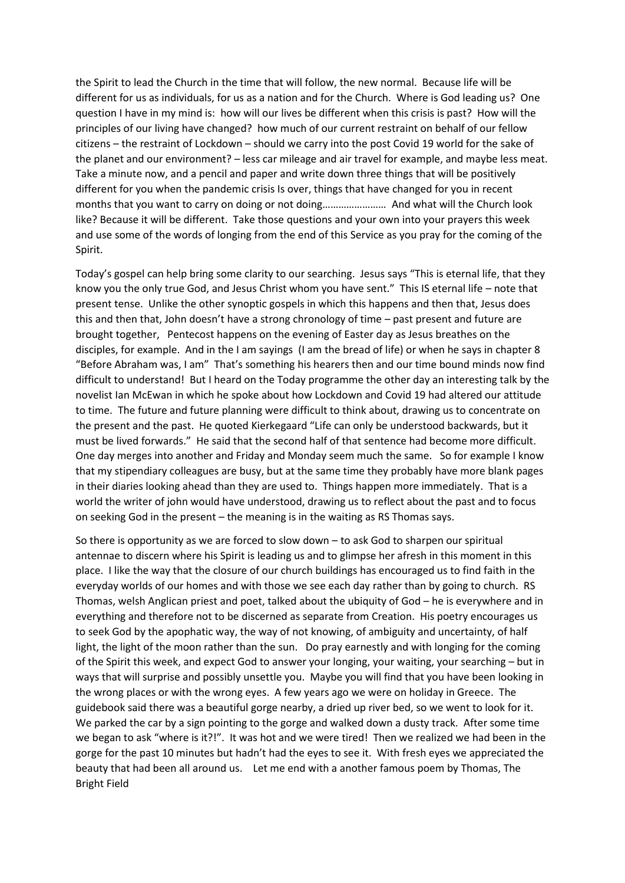the Spirit to lead the Church in the time that will follow, the new normal. Because life will be different for us as individuals, for us as a nation and for the Church. Where is God leading us? One question I have in my mind is: how will our lives be different when this crisis is past? How will the principles of our living have changed? how much of our current restraint on behalf of our fellow citizens – the restraint of Lockdown – should we carry into the post Covid 19 world for the sake of the planet and our environment? – less car mileage and air travel for example, and maybe less meat. Take a minute now, and a pencil and paper and write down three things that will be positively different for you when the pandemic crisis Is over, things that have changed for you in recent months that you want to carry on doing or not doing…………………… And what will the Church look like? Because it will be different. Take those questions and your own into your prayers this week and use some of the words of longing from the end of this Service as you pray for the coming of the Spirit.

Today's gospel can help bring some clarity to our searching. Jesus says "This is eternal life, that they know you the only true God, and Jesus Christ whom you have sent." This IS eternal life – note that present tense. Unlike the other synoptic gospels in which this happens and then that, Jesus does this and then that, John doesn't have a strong chronology of time – past present and future are brought together, Pentecost happens on the evening of Easter day as Jesus breathes on the disciples, for example. And in the I am sayings (I am the bread of life) or when he says in chapter 8 "Before Abraham was, I am" That's something his hearers then and our time bound minds now find difficult to understand! But I heard on the Today programme the other day an interesting talk by the novelist Ian McEwan in which he spoke about how Lockdown and Covid 19 had altered our attitude to time. The future and future planning were difficult to think about, drawing us to concentrate on the present and the past. He quoted Kierkegaard "Life can only be understood backwards, but it must be lived forwards." He said that the second half of that sentence had become more difficult. One day merges into another and Friday and Monday seem much the same. So for example I know that my stipendiary colleagues are busy, but at the same time they probably have more blank pages in their diaries looking ahead than they are used to. Things happen more immediately. That is a world the writer of john would have understood, drawing us to reflect about the past and to focus on seeking God in the present – the meaning is in the waiting as RS Thomas says.

So there is opportunity as we are forced to slow down – to ask God to sharpen our spiritual antennae to discern where his Spirit is leading us and to glimpse her afresh in this moment in this place. I like the way that the closure of our church buildings has encouraged us to find faith in the everyday worlds of our homes and with those we see each day rather than by going to church. RS Thomas, welsh Anglican priest and poet, talked about the ubiquity of God – he is everywhere and in everything and therefore not to be discerned as separate from Creation. His poetry encourages us to seek God by the apophatic way, the way of not knowing, of ambiguity and uncertainty, of half light, the light of the moon rather than the sun. Do pray earnestly and with longing for the coming of the Spirit this week, and expect God to answer your longing, your waiting, your searching – but in ways that will surprise and possibly unsettle you. Maybe you will find that you have been looking in the wrong places or with the wrong eyes. A few years ago we were on holiday in Greece. The guidebook said there was a beautiful gorge nearby, a dried up river bed, so we went to look for it. We parked the car by a sign pointing to the gorge and walked down a dusty track. After some time we began to ask "where is it?!". It was hot and we were tired! Then we realized we had been in the gorge for the past 10 minutes but hadn't had the eyes to see it. With fresh eyes we appreciated the beauty that had been all around us. Let me end with a another famous poem by Thomas, The Bright Field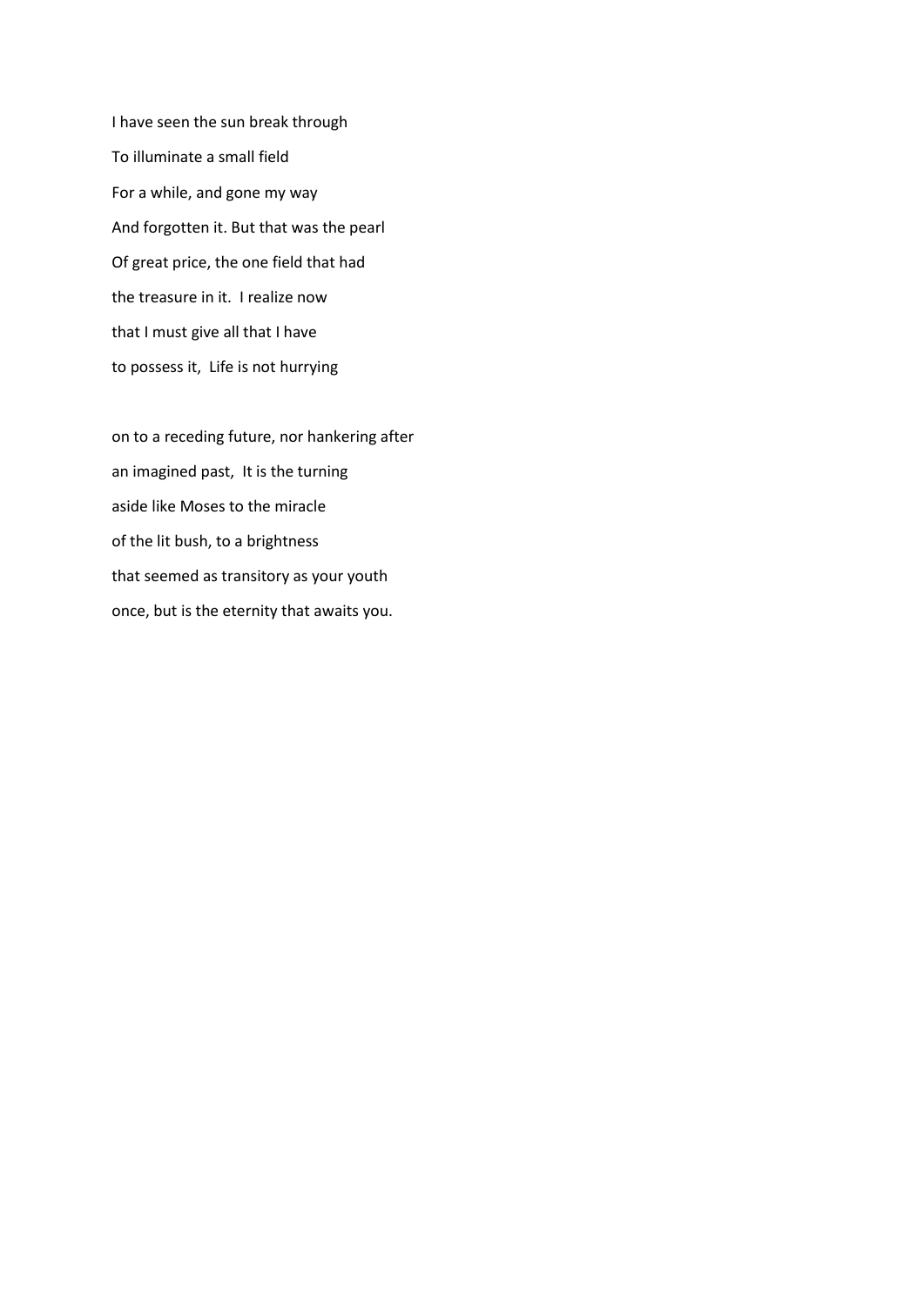I have seen the sun break through

To illuminate a small field

For a while, and gone my way

And forgotten it. But that was the pearl

Of great price, the one field that had

the treasure in it. I realize now

that I must give all that I have

to possess it, Life is not hurrying

on to a receding future, nor hankering after

an imagined past, It is the turning

aside like Moses to the miracle

of the lit bush, to a brightness

that seemed as transitory as your youth

once, but is the eternity that awaits you.